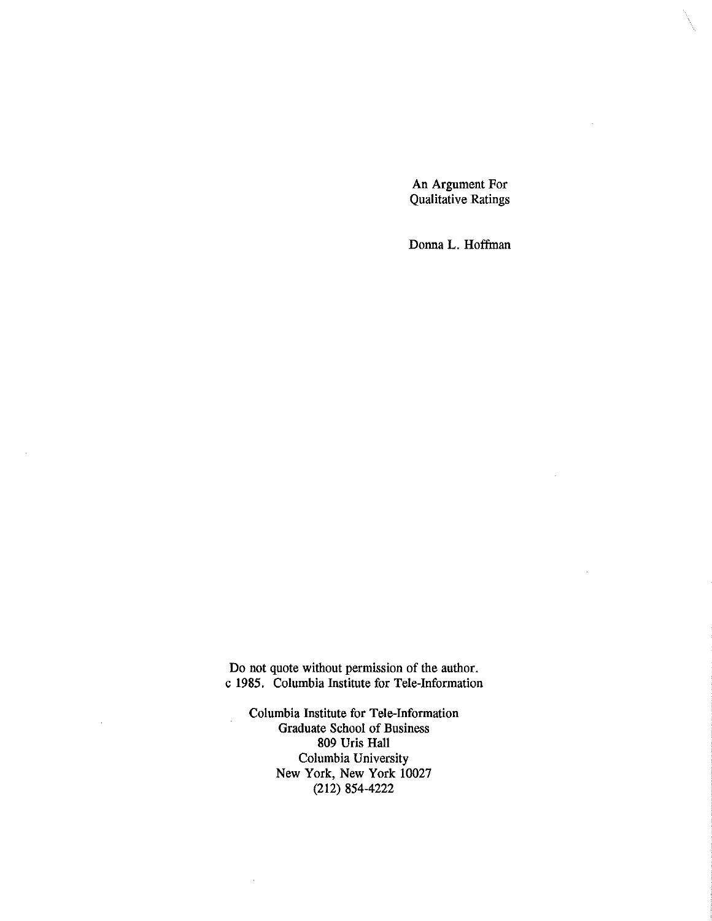# An Argument For Qualitative Ratings

Donna L. Hoffman

Do not quote without permission of the author.
c 1985. Columbia Institute for Tele-Information

Columbia Institute for Tele-Information
Graduate School of Business
809 Uris Hall
Columbia University
New York, New York 10027
(212) 854-4222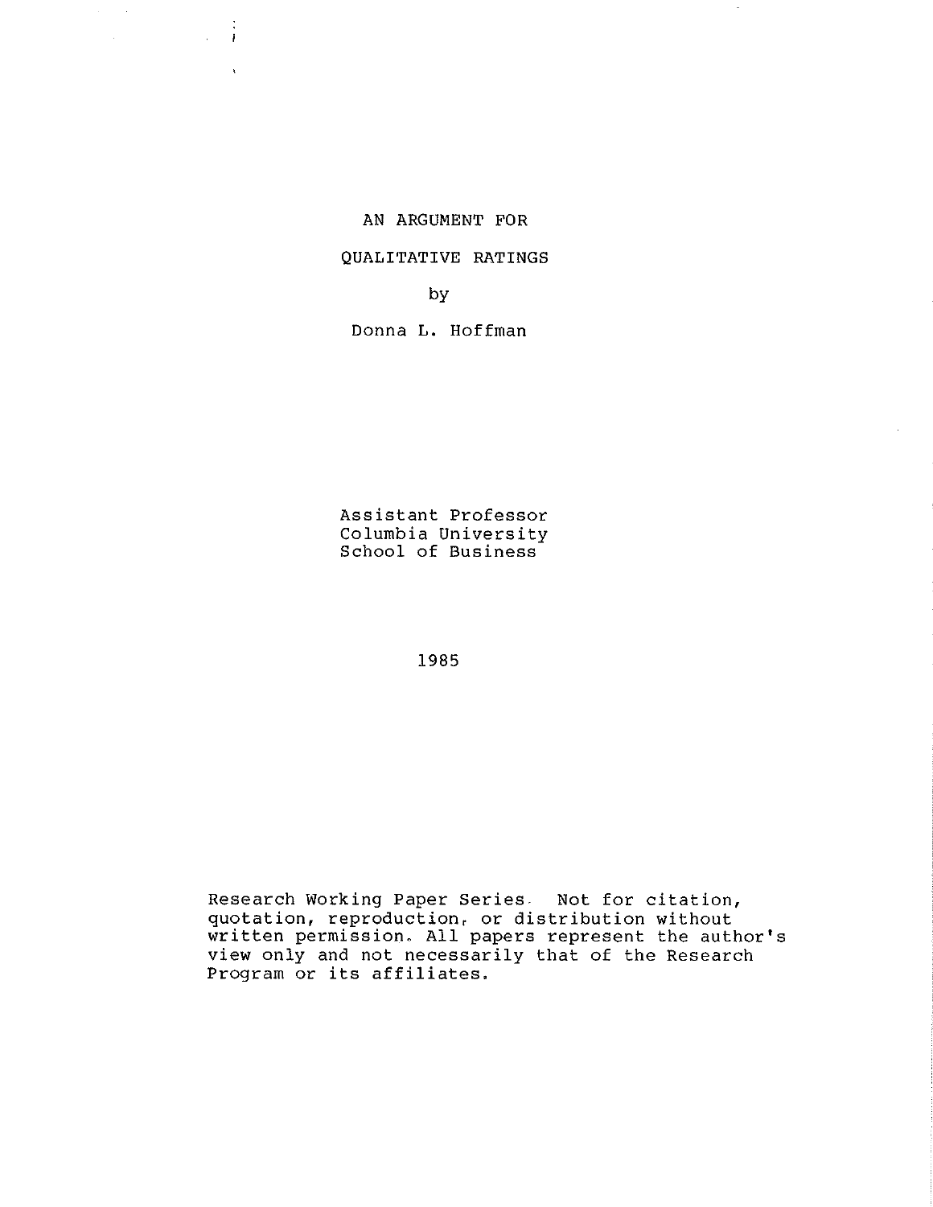# AN ARGUMENT FOR QUALITATIVE RATINGS

by

Donna L. Hoffman

Assistant Professor
Columbia University
School of Business

1985

Research Working Paper Series. Not for citation, quotation, reproduction, or distribution without written permission. All papers represent the author's view only and not necessarily that of the Research Program or its affiliates.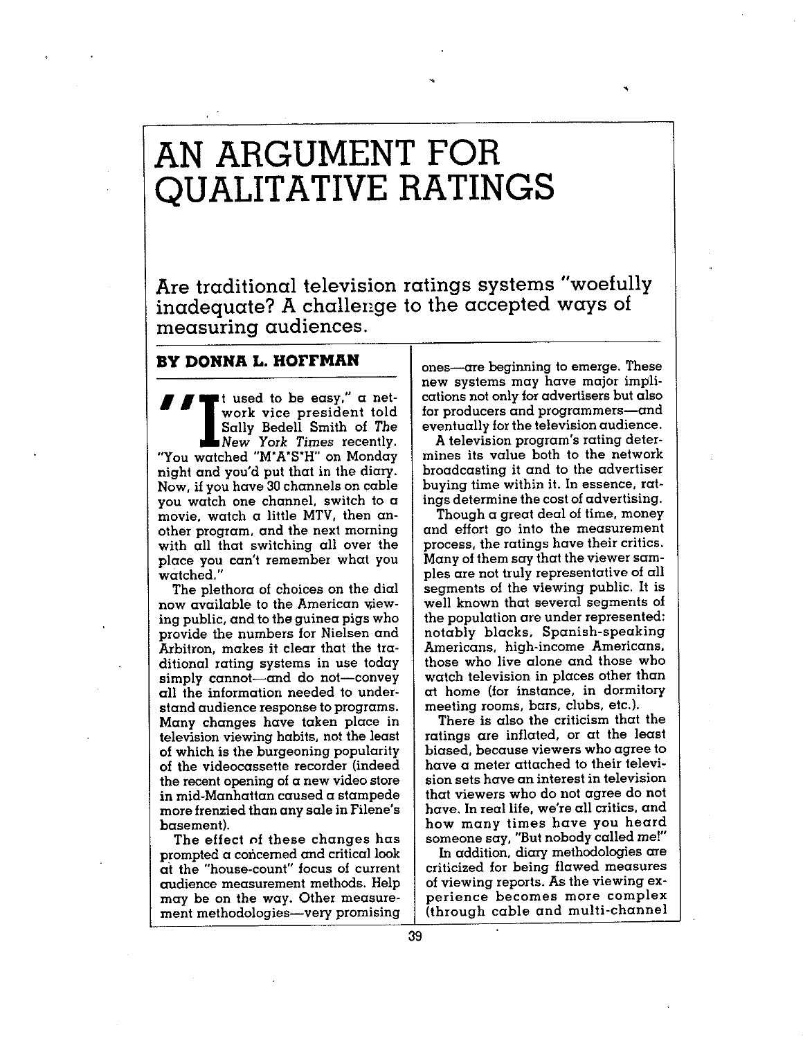# AN ARGUMENT FOR QUALITATIVE RATINGS

## Are traditional television ratings systems "woefully inadequate? A challenge to the accepted ways of measuring audiences.

**BY DONNA L. HOFFMAN**

"It used to be easy," a network vice president told Sally Bedell Smith of *The New York Times* recently. "You watched "M*A*S*H" on Monday night and you'd put that in the diary. Now, if you have 30 channels on cable you watch one channel, switch to a movie, watch a little MTV, then another program, and the next morning with all that switching all over the place you can't remember what you watched."

The plethora of choices on the dial now available to the American viewing public, and to the guinea pigs who provide the numbers for Nielsen and Arbitron, makes it clear that the traditional rating systems in use today simply cannot—and do not—convey all the information needed to understand audience response to programs. Many changes have taken place in television viewing habits, not the least of which is the burgeoning popularity of the videocassette recorder (indeed the recent opening of a new video store in mid-Manhattan caused a stampede more frenzied than any sale in Filene's basement).

The effect of these changes has prompted a concerned and critical look at the "house-count" focus of current audience measurement methods. Help may be on the way. Other measurement methodologies—very promising ones—are beginning to emerge. These new systems may have major implications not only for advertisers but also for producers and programmers—and eventually for the television audience.

A television program's rating determines its value both to the network broadcasting it and to the advertiser buying time within it. In essence, ratings determine the cost of advertising.

Though a great deal of time, money and effort go into the measurement process, the ratings have their critics. Many of them say that the viewer samples are not truly representative of all segments of the viewing public. It is well known that several segments of the population are under represented: notably blacks, Spanish-speaking Americans, high-income Americans, those who live alone and those who watch television in places other than at home (for instance, in dormitory meeting rooms, bars, clubs, etc.).

There is also the criticism that the ratings are inflated, or at the least biased, because viewers who agree to have a meter attached to their television sets have an interest in television that viewers who do not agree do not have. In real life, we're all critics, and how many times have you heard someone say, "But nobody called *me*!"

In addition, diary methodologies are criticized for being flawed measures of viewing reports. As the viewing experience becomes more complex (through cable and multi-channel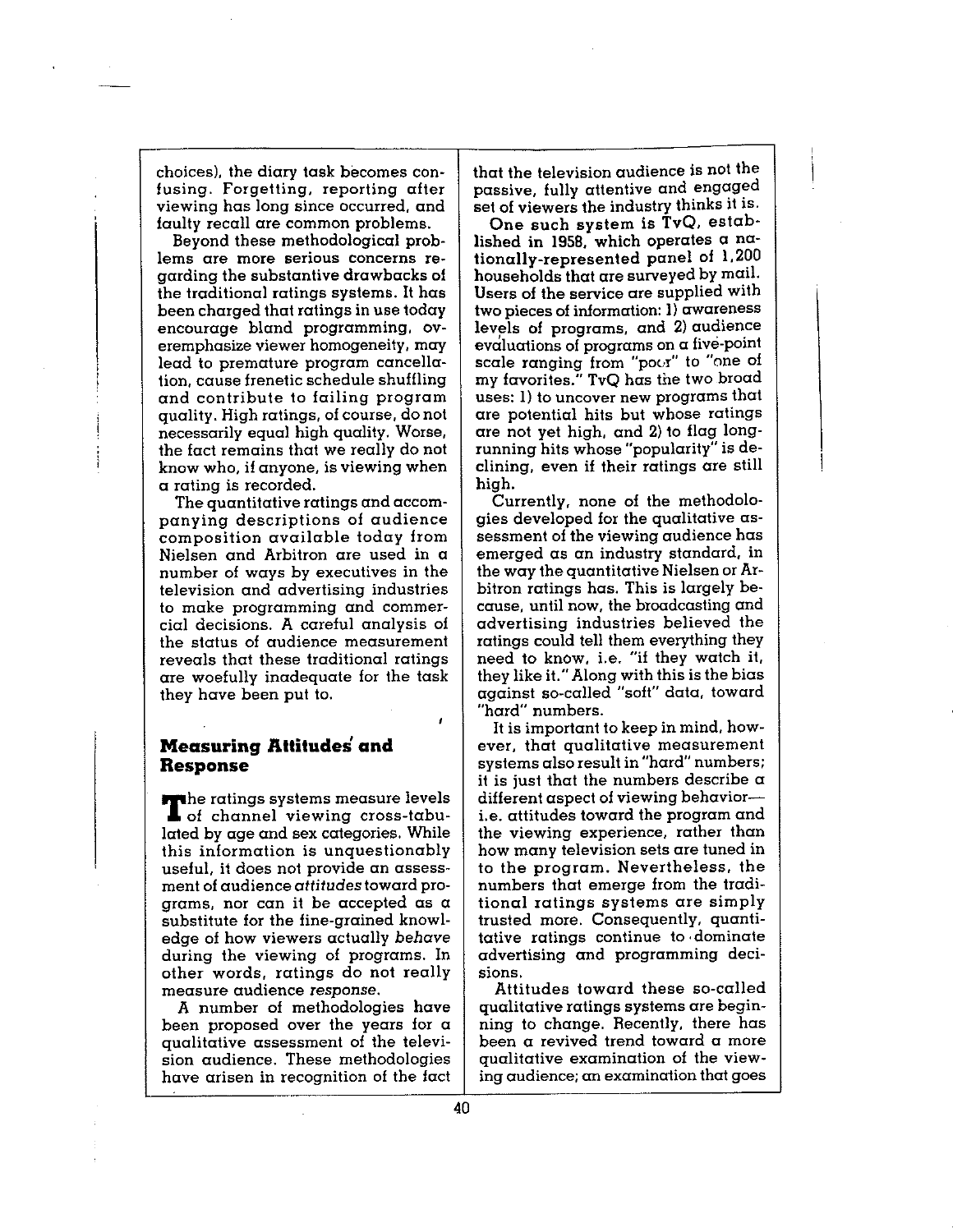choices), the diary task becomes confusing. Forgetting, reporting after viewing has long since occurred, and faulty recall are common problems.

Beyond these methodological problems are more serious concerns regarding the substantive drawbacks of the traditional ratings systems. It has been charged that ratings in use today encourage bland programming, overemphasize viewer homogeneity, may lead to premature program cancellation, cause frenetic schedule shuffling and contribute to failing program quality. High ratings, of course, do not necessarily equal high quality. Worse, the fact remains that we really do not know who, if anyone, is viewing when a rating is recorded.

The quantitative ratings and accompanying descriptions of audience composition available today from Nielsen and Arbitron are used in a number of ways by executives in the television and advertising industries to make programming and commercial decisions. A careful analysis of the status of audience measurement reveals that these traditional ratings are woefully inadequate for the task they have been put to.

## Measuring Attitudes and Response

The ratings systems measure levels of channel viewing cross-tabulated by age and sex categories. While this information is unquestionably useful, it does not provide an assessment of audience *attitudes* toward programs, nor can it be accepted as a substitute for the fine-grained knowledge of how viewers actually *behave* during the viewing of programs. In other words, ratings do not really measure audience *response*.

A number of methodologies have been proposed over the years for a qualitative assessment of the television audience. These methodologies have arisen in recognition of the fact that the television audience is not the passive, fully attentive and engaged set of viewers the industry thinks it is.

One such system is TvQ, established in 1958, which operates a nationally-represented panel of 1,200 households that are surveyed by mail. Users of the service are supplied with two pieces of information: 1) awareness levels of programs, and 2) audience evaluations of programs on a five-point scale ranging from "poor" to "one of my favorites." TvQ has the two broad uses: 1) to uncover new programs that are potential hits but whose ratings are not yet high, and 2) to flag long-running hits whose "popularity" is declining, even if their ratings are still high.

Currently, none of the methodologies developed for the qualitative assessment of the viewing audience has emerged as an industry standard, in the way the quantitative Nielsen or Arbitron ratings has. This is largely because, until now, the broadcasting and advertising industries believed the ratings could tell them everything they need to know, i.e. "if they watch it, they like it." Along with this is the bias against so-called "soft" data, toward "hard" numbers.

It is important to keep in mind, however, that qualitative measurement systems also result in "hard" numbers; it is just that the numbers describe a different aspect of viewing behavior—i.e. attitudes toward the program and the viewing experience, rather than how many television sets are tuned in to the program. Nevertheless, the numbers that emerge from the traditional ratings systems are simply trusted more. Consequently, quantitative ratings continue to dominate advertising and programming decisions.

Attitudes toward these so-called qualitative ratings systems are beginning to change. Recently, there has been a revived trend toward a more qualitative examination of the viewing audience; an examination that goes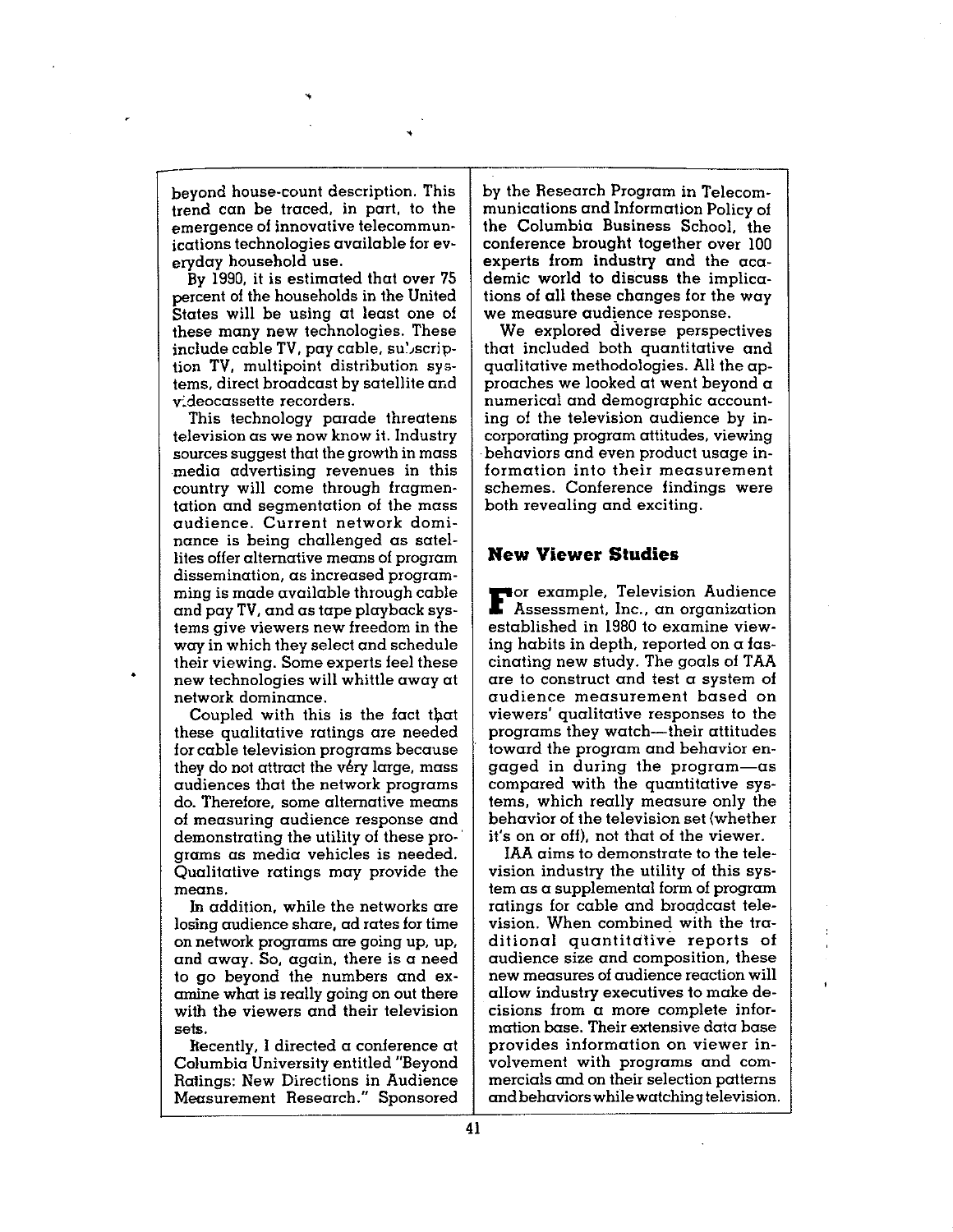beyond house-count description. This trend can be traced, in part, to the emergence of innovative telecommunications technologies available for everyday household use.

By 1990, it is estimated that over 75 percent of the households in the United States will be using at least one of these many new technologies. These include cable TV, pay cable, subscription TV, multipoint distribution systems, direct broadcast by satellite and videocassette recorders.

This technology parade threatens television as we now know it. Industry sources suggest that the growth in mass media advertising revenues in this country will come through fragmentation and segmentation of the mass audience. Current network dominance is being challenged as satellites offer alternative means of program dissemination, as increased programming is made available through cable and pay TV, and as tape playback systems give viewers new freedom in the way in which they select and schedule their viewing. Some experts feel these new technologies will whittle away at network dominance.

Coupled with this is the fact that these qualitative ratings are needed for cable television programs because they do not attract the very large, mass audiences that the network programs do. Therefore, some alternative means of measuring audience response and demonstrating the utility of these programs as media vehicles is needed. Qualitative ratings may provide the means.

In addition, while the networks are losing audience share, ad rates for time on network programs are going up, up, and away. So, again, there is a need to go beyond the numbers and examine what is really going on out there with the viewers and their television sets.

Recently, I directed a conference at Columbia University entitled "Beyond Ratings: New Directions in Audience Measurement Research." Sponsored by the Research Program in Telecommunications and Information Policy of the Columbia Business School, the conference brought together over 100 experts from industry and the academic world to discuss the implications of all these changes for the way we measure audience response.

We explored diverse perspectives that included both quantitative and qualitative methodologies. All the approaches we looked at went beyond a numerical and demographic accounting of the television audience by incorporating program attitudes, viewing behaviors and even product usage information into their measurement schemes. Conference findings were both revealing and exciting.

## New Viewer Studies

For example, Television Audience Assessment, Inc., an organization established in 1980 to examine viewing habits in depth, reported on a fascinating new study. The goals of TAA are to construct and test a system of audience measurement based on viewers' qualitative responses to the programs they watch—their attitudes toward the program and behavior engaged in during the program—as compared with the quantitative systems, which really measure only the behavior of the television set (whether it's on or off), not that of the viewer.

TAA aims to demonstrate to the television industry the utility of this system as a supplemental form of program ratings for cable and broadcast television. When combined with the traditional quantitative reports of audience size and composition, these new measures of audience reaction will allow industry executives to make decisions from a more complete information base. Their extensive data base provides information on viewer involvement with programs and commercials and on their selection patterns and behaviors while watching television.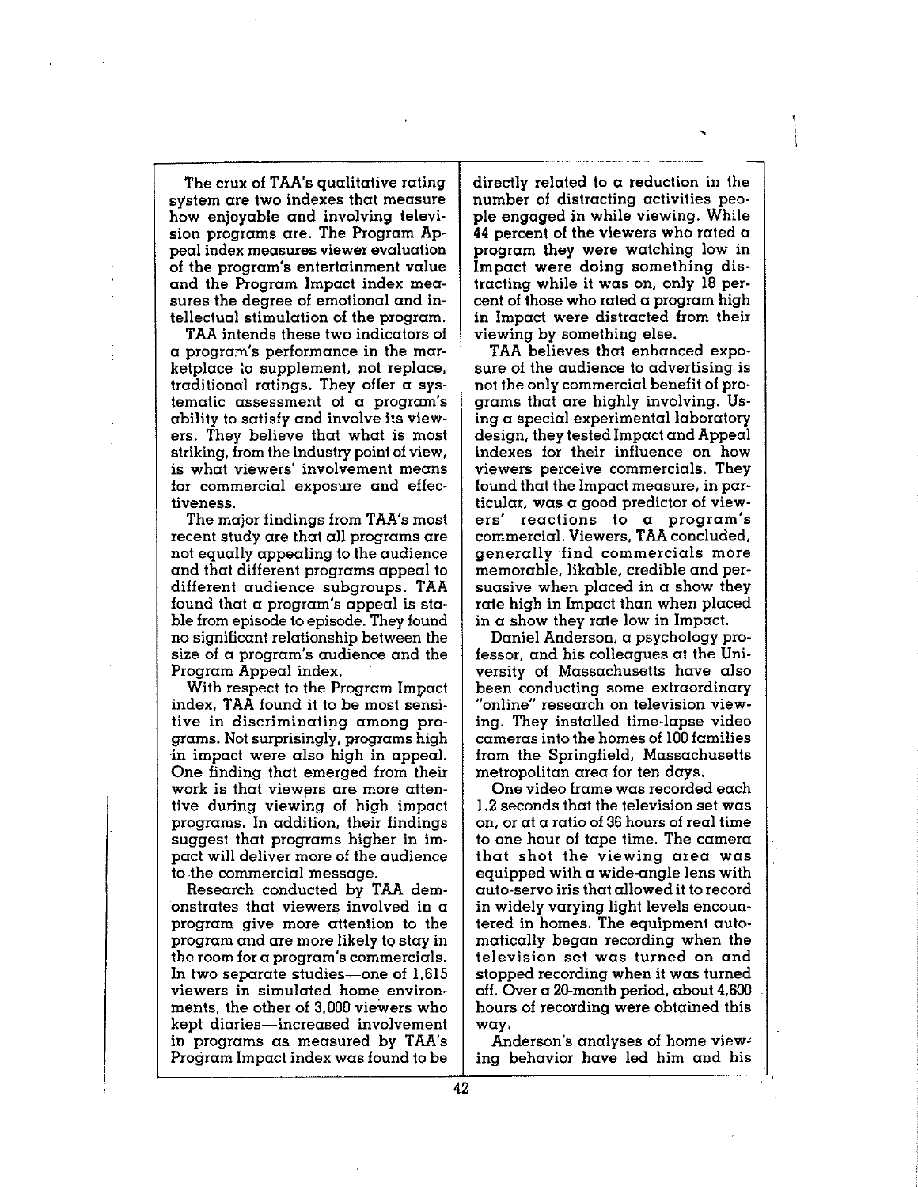The crux of TAA's qualitative rating system are two indexes that measure how enjoyable and involving television programs are. The Program Appeal index measures viewer evaluation of the program's entertainment value and the Program Impact index measures the degree of emotional and intellectual stimulation of the program.

TAA intends these two indicators of a program's performance in the marketplace to supplement, not replace, traditional ratings. They offer a systematic assessment of a program's ability to satisfy and involve its viewers. They believe that what is most striking, from the industry point of view, is what viewers' involvement means for commercial exposure and effectiveness.

The major findings from TAA's most recent study are that all programs are not equally appealing to the audience and that different programs appeal to different audience subgroups. TAA found that a program's appeal is stable from episode to episode. They found no significant relationship between the size of a program's audience and the Program Appeal index.

With respect to the Program Impact index, TAA found it to be most sensitive in discriminating among programs. Not surprisingly, programs high in impact were also high in appeal. One finding that emerged from their work is that viewers are more attentive during viewing of high impact programs. In addition, their findings suggest that programs higher in impact will deliver more of the audience to the commercial message.

Research conducted by TAA demonstrates that viewers involved in a program give more attention to the program and are more likely to stay in the room for a program's commercials. In two separate studies—one of 1,615 viewers in simulated home environments, the other of 3,000 viewers who kept diaries—increased involvement in programs as measured by TAA's Program Impact index was found to be directly related to a reduction in the number of distracting activities people engaged in while viewing. While 44 percent of the viewers who rated a program they were watching low in Impact were doing something distracting while it was on, only 18 percent of those who rated a program high in Impact were distracted from their viewing by something else.

TAA believes that enhanced exposure of the audience to advertising is not the only commercial benefit of programs that are highly involving. Using a special experimental laboratory design, they tested Impact and Appeal indexes for their influence on how viewers perceive commercials. They found that the Impact measure, in particular, was a good predictor of viewers' reactions to a program's commercial. Viewers, TAA concluded, generally find commercials more memorable, likable, credible and persuasive when placed in a show they rate high in Impact than when placed in a show they rate low in Impact.

Daniel Anderson, a psychology professor, and his colleagues at the University of Massachusetts have also been conducting some extraordinary "online" research on television viewing. They installed time-lapse video cameras into the homes of 100 families from the Springfield, Massachusetts metropolitan area for ten days.

One video frame was recorded each 1.2 seconds that the television set was on, or at a ratio of 36 hours of real time to one hour of tape time. The camera that shot the viewing area was equipped with a wide-angle lens with auto-servo iris that allowed it to record in widely varying light levels encountered in homes. The equipment automatically began recording when the television set was turned on and stopped recording when it was turned off. Over a 20-month period, about 4,600 hours of recording were obtained this way.

Anderson's analyses of home viewing behavior have led him and his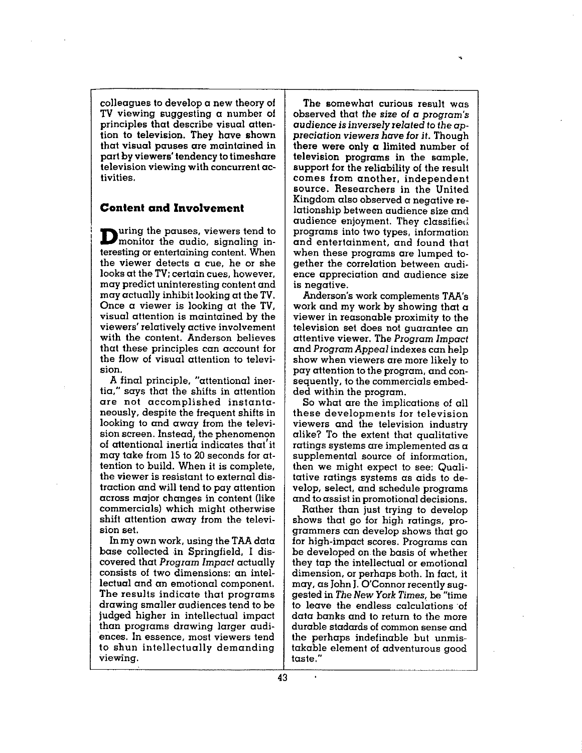colleagues to develop a new theory of TV viewing suggesting a number of principles that describe visual attention to television. They have shown that visual pauses are maintained in part by viewers' tendency to timeshare television viewing with concurrent activities.

## Content and Involvement

During the pauses, viewers tend to monitor the audio, signaling interesting or entertaining content. When the viewer detects a cue, he or she looks at the TV; certain cues, however, may predict uninteresting content and may actually inhibit looking at the TV. Once a viewer is looking at the TV, visual attention is maintained by the viewers' relatively active involvement with the content. Anderson believes that these principles can account for the flow of visual attention to television.

A final principle, "attentional inertia," says that the shifts in attention are not accomplished instantaneously, despite the frequent shifts in looking to and away from the television screen. Instead, the phenomenon of attentional inertia indicates that it may take from 15 to 20 seconds for attention to build. When it is complete, the viewer is resistant to external distraction and will tend to pay attention across major changes in content (like commercials) which might otherwise shift attention away from the television set.

In my own work, using the TAA data base collected in Springfield, I discovered that *Program Impact* actually consists of two dimensions: an intellectual and an emotional component. The results indicate that programs drawing smaller audiences tend to be judged higher in intellectual impact than programs drawing larger audiences. In essence, most viewers tend to shun intellectually demanding viewing.

The somewhat curious result was observed that *the size of a program's audience is inversely related to the appreciation viewers have for it.* Though there were only a limited number of television programs in the sample, support for the reliability of the result comes from another, independent source. Researchers in the United Kingdom also observed a negative relationship between audience size and audience enjoyment. They classified programs into two types, information and entertainment, and found that when these programs are lumped together the correlation between audience appreciation and audience size is negative.

Anderson's work complements TAA's work and my work by showing that a viewer in reasonable proximity to the television set does not guarantee an attentive viewer. The *Program Impact* and *Program Appeal* indexes can help show when viewers are more likely to pay attention to the program, and consequently, to the commercials embedded within the program.

So what are the implications of all these developments for television viewers and the television industry alike? To the extent that qualitative ratings systems are implemented as a supplemental source of information, then we might expect to see: Qualitative ratings systems as aids to develop, select, and schedule programs and to assist in promotional decisions.

Rather than just trying to develop shows that go for high ratings, programmers can develop shows that go for high-impact scores. Programs can be developed on the basis of whether they tap the intellectual or emotional dimension, or perhaps both. In fact, it may, as John J. O'Connor recently suggested in *The New York Times*, be "time to leave the endless calculations of data banks and to return to the more durable stadards of common sense and the perhaps indefinable but unmistakable element of adventurous good taste."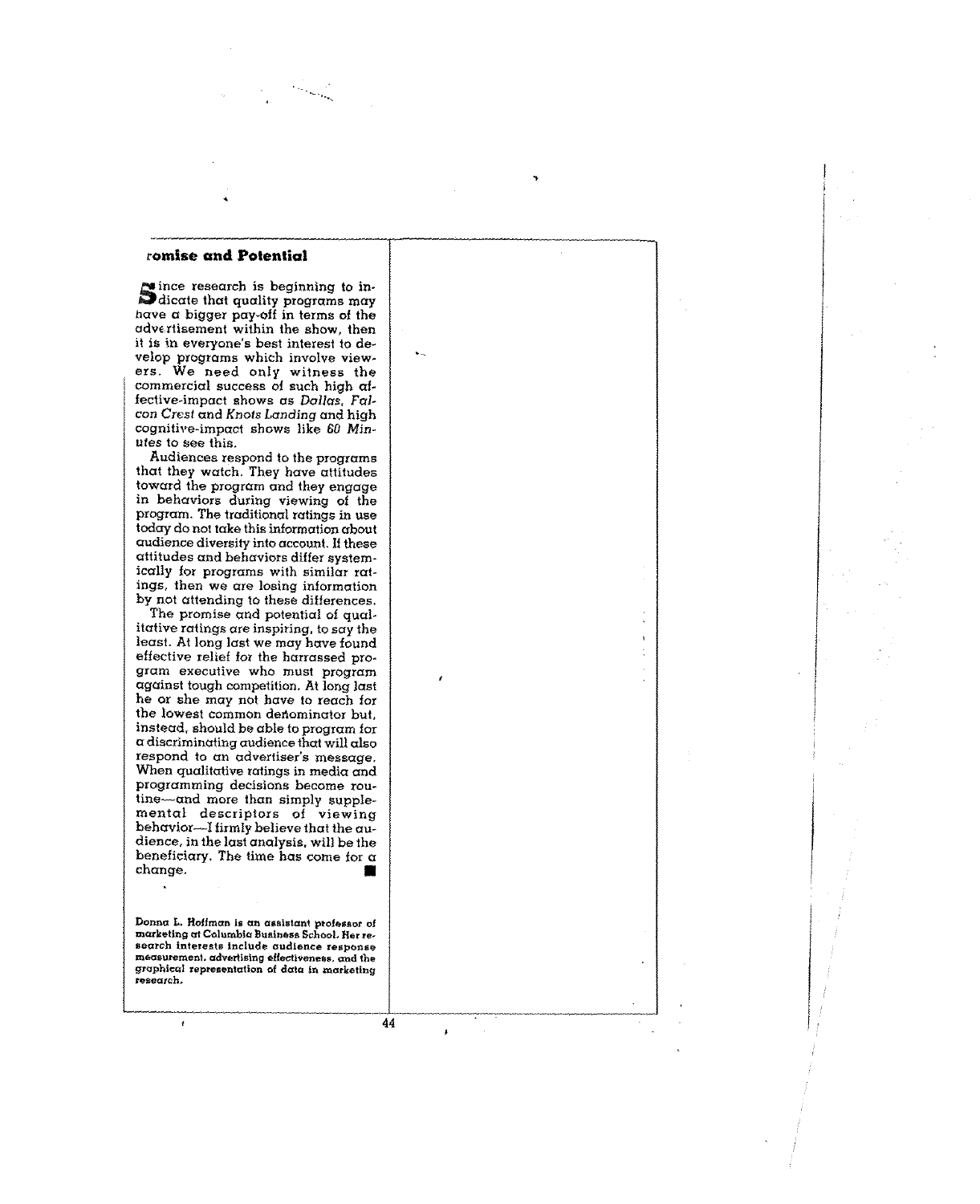## Promise and Potential

Since research is beginning to indicate that quality programs may have a bigger pay-off in terms of the advertisement within the show, then it is in everyone's best interest to develop programs which involve viewers. We need only witness the commercial success of such high affective-impact shows as *Dallas*, *Falcon Crest* and *Knots Landing* and high cognitive-impact shows like *60 Minutes* to see this.

Audiences respond to the programs that they watch. They have attitudes toward the program and they engage in behaviors during viewing of the program. The traditional ratings in use today do not take this information about audience diversity into account. If these attitudes and behaviors differ systemically for programs with similar ratings, then we are losing information by not attending to these differences.

The promise and potential of qualitative ratings are inspiring, to say the least. At long last we may have found effective relief for the harrassed program executive who must program against tough competition. At long last he or she may not have to reach for the lowest common denominator but, instead, should be able to program for a discriminating audience that will also respond to an advertiser's message. When qualitative ratings in media and programming decisions become routine—and more than simply supplemental descriptors of viewing behavior—I firmly believe that the audience, in the last analysis, will be the beneficiary. The time has come for a change. ■

**Donna L. Hoffman is an assistant professor of marketing at Columbia Business School. Her research interests include audience response measurement, advertising effectiveness, and the graphical representation of data in marketing research.**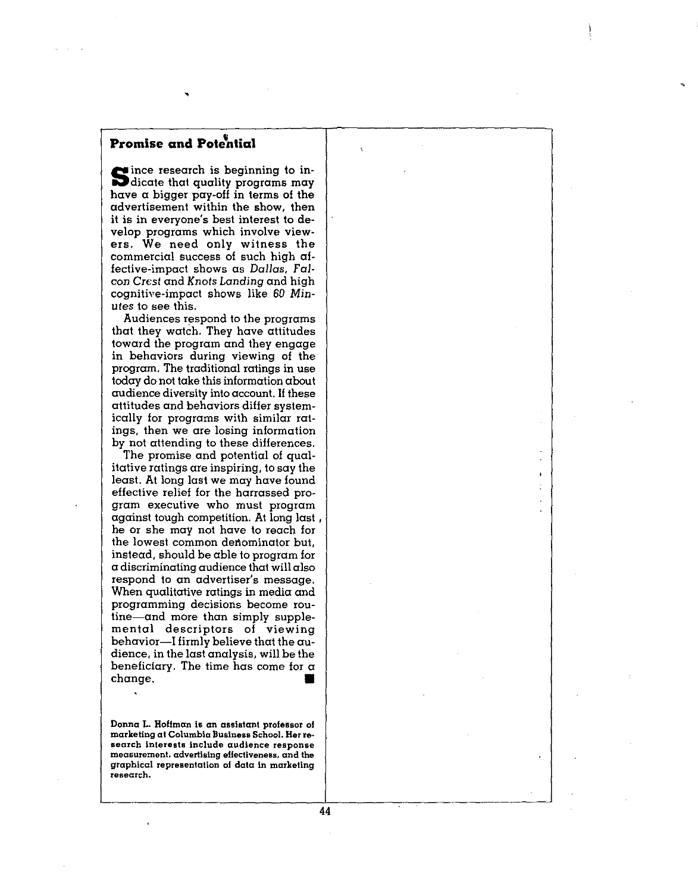## Promise and Potential

Since research is beginning to indicate that quality programs may have a bigger pay-off in terms of the advertisement within the show, then it is in everyone's best interest to develop programs which involve viewers. We need only witness the commercial success of such high affective-impact shows as *Dallas*, *Falcon Crest* and *Knots Landing* and high cognitive-impact shows like *60 Minutes* to see this.

Audiences respond to the programs that they watch. They have attitudes toward the program and they engage in behaviors during viewing of the program. The traditional ratings in use today do not take this information about audience diversity into account. If these attitudes and behaviors differ systematically for programs with similar ratings, then we are losing information by not attending to these differences.

The promise and potential of qualitative ratings are inspiring, to say the least. At long last we may have found effective relief for the harrassed program executive who must program against tough competition. At long last, he or she may not have to reach for the lowest common denominator but, instead, should be able to program for a discriminating audience that will also respond to an advertiser's message. When qualitative ratings in media and programming decisions become routine—and more than simply supplemental descriptors of viewing behavior—I firmly believe that the audience, in the last analysis, will be the beneficiary. The time has come for a change. ■

**Donna L. Hoffman is an assistant professor of marketing at Columbia Business School. Her research interests include audience response measurement, advertising effectiveness, and the graphical representation of data in marketing research.**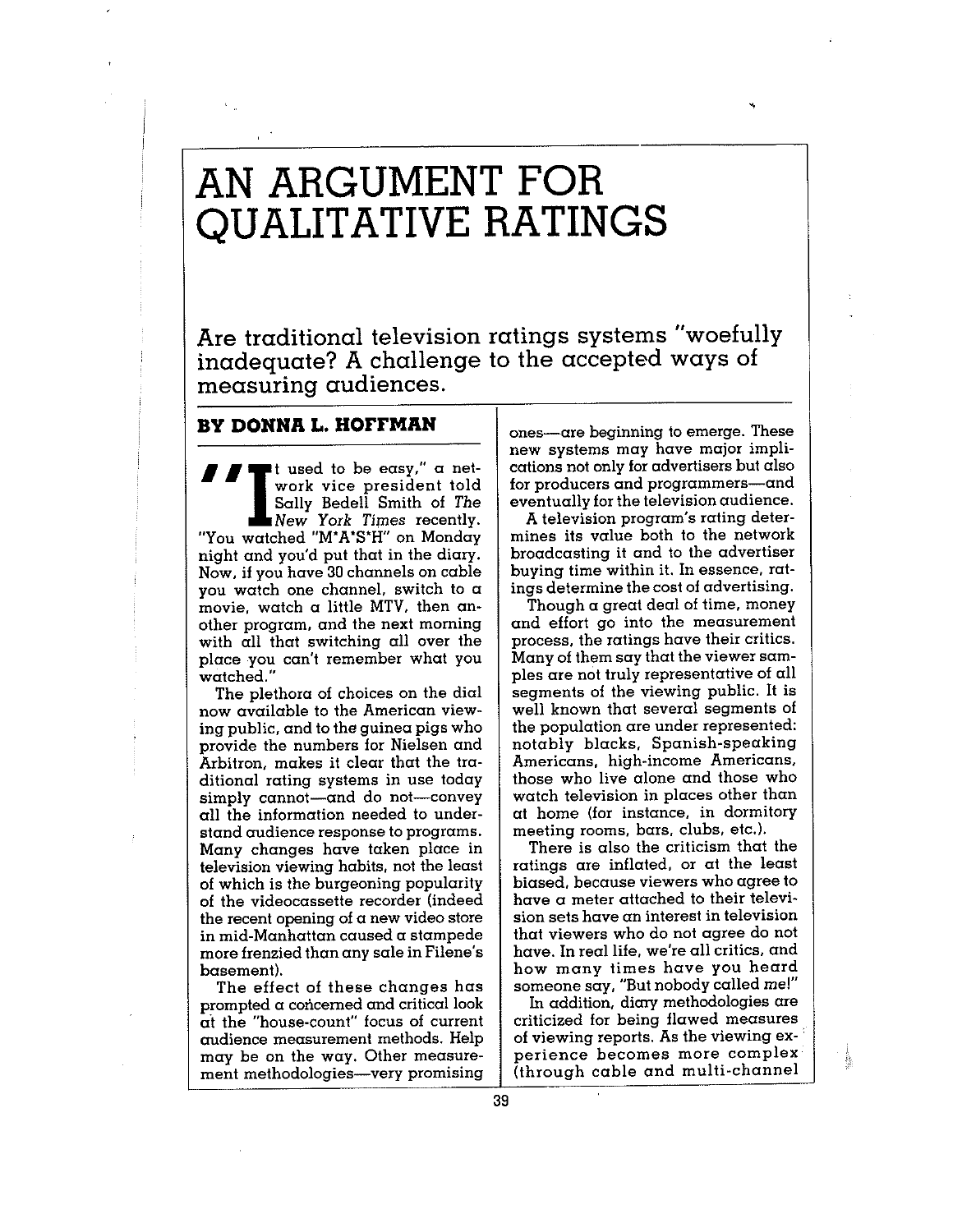# AN ARGUMENT FOR QUALITATIVE RATINGS

## Are traditional television ratings systems "woefully inadequate? A challenge to the accepted ways of measuring audiences.

**BY DONNA L. HOFFMAN**

"It used to be easy," a network vice president told Sally Bedell Smith of *The New York Times* recently. "You watched "M*A*S*H" on Monday night and you'd put that in the diary. Now, if you have 30 channels on cable you watch one channel, switch to a movie, watch a little MTV, then another program, and the next morning with all that switching all over the place you can't remember what you watched."

The plethora of choices on the dial now available to the American viewing public, and to the guinea pigs who provide the numbers for Nielsen and Arbitron, makes it clear that the traditional rating systems in use today simply cannot—and do not—convey all the information needed to understand audience response to programs. Many changes have taken place in television viewing habits, not the least of which is the burgeoning popularity of the videocassette recorder (indeed the recent opening of a new video store in mid-Manhattan caused a stampede more frenzied than any sale in Filene's basement).

The effect of these changes has prompted a concerned and critical look at the "house-count" focus of current audience measurement methods. Help may be on the way. Other measurement methodologies—very promising ones—are beginning to emerge. These new systems may have major implications not only for advertisers but also for producers and programmers—and eventually for the television audience.

A television program's rating determines its value both to the network broadcasting it and to the advertiser buying time within it. In essence, ratings determine the cost of advertising.

Though a great deal of time, money and effort go into the measurement process, the ratings have their critics. Many of them say that the viewer samples are not truly representative of all segments of the viewing public. It is well known that several segments of the population are under represented: notably blacks, Spanish-speaking Americans, high-income Americans, those who live alone and those who watch television in places other than at home (for instance, in dormitory meeting rooms, bars, clubs, etc.).

There is also the criticism that the ratings are inflated, or at the least biased, because viewers who agree to have a meter attached to their television sets have an interest in television that viewers who do not agree do not have. In real life, we're all critics, and how many times have you heard someone say, "But nobody called *me*!"

In addition, diary methodologies are criticized for being flawed measures of viewing reports. As the viewing experience becomes more complex (through cable and multi-channel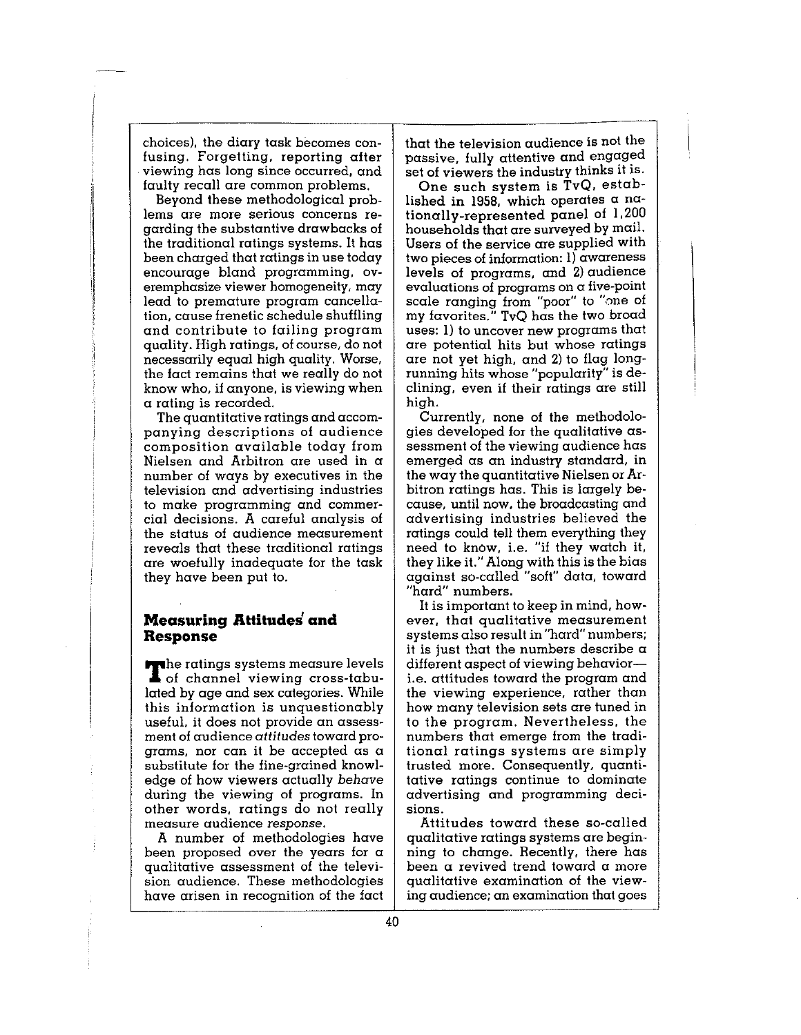choices), the diary task becomes confusing. Forgetting, reporting after viewing has long since occurred, and faulty recall are common problems.

Beyond these methodological problems are more serious concerns regarding the substantive drawbacks of the traditional ratings systems. It has been charged that ratings in use today encourage bland programming, overemphasize viewer homogeneity, may lead to premature program cancellation, cause frenetic schedule shuffling and contribute to failing program quality. High ratings, of course, do not necessarily equal high quality. Worse, the fact remains that we really do not know who, if anyone, is viewing when a rating is recorded.

The quantitative ratings and accompanying descriptions of audience composition available today from Nielsen and Arbitron are used in a number of ways by executives in the television and advertising industries to make programming and commercial decisions. A careful analysis of the status of audience measurement reveals that these traditional ratings are woefully inadequate for the task they have been put to.

## Measuring Attitudes and Response

The ratings systems measure levels of channel viewing cross-tabulated by age and sex categories. While this information is unquestionably useful, it does not provide an assessment of audience *attitudes* toward programs, nor can it be accepted as a substitute for the fine-grained knowledge of how viewers actually *behave* during the viewing of programs. In other words, ratings do not really measure audience *response*.

A number of methodologies have been proposed over the years for a qualitative assessment of the television audience. These methodologies have arisen in recognition of the fact that the television audience is not the passive, fully attentive and engaged set of viewers the industry thinks it is.

One such system is TvQ, established in 1958, which operates a nationally-represented panel of 1,200 households that are surveyed by mail. Users of the service are supplied with two pieces of information: 1) awareness levels of programs, and 2) audience evaluations of programs on a five-point scale ranging from "poor" to "one of my favorites." TvQ has the two broad uses: 1) to uncover new programs that are potential hits but whose ratings are not yet high, and 2) to flag long-running hits whose "popularity" is declining, even if their ratings are still high.

Currently, none of the methodologies developed for the qualitative assessment of the viewing audience has emerged as an industry standard, in the way the quantitative Nielsen or Arbitron ratings has. This is largely because, until now, the broadcasting and advertising industries believed the ratings could tell them everything they need to know, i.e. "if they watch it, they like it." Along with this is the bias against so-called "soft" data, toward "hard" numbers.

It is important to keep in mind, however, that qualitative measurement systems also result in "hard" numbers; it is just that the numbers describe a different aspect of viewing behavior— i.e. attitudes toward the program and the viewing experience, rather than how many television sets are tuned in to the program. Nevertheless, the numbers that emerge from the traditional ratings systems are simply trusted more. Consequently, quantitative ratings continue to dominate advertising and programming decisions.

Attitudes toward these so-called qualitative ratings systems are beginning to change. Recently, there has been a revived trend toward a more qualitative examination of the viewing audience; an examination that goes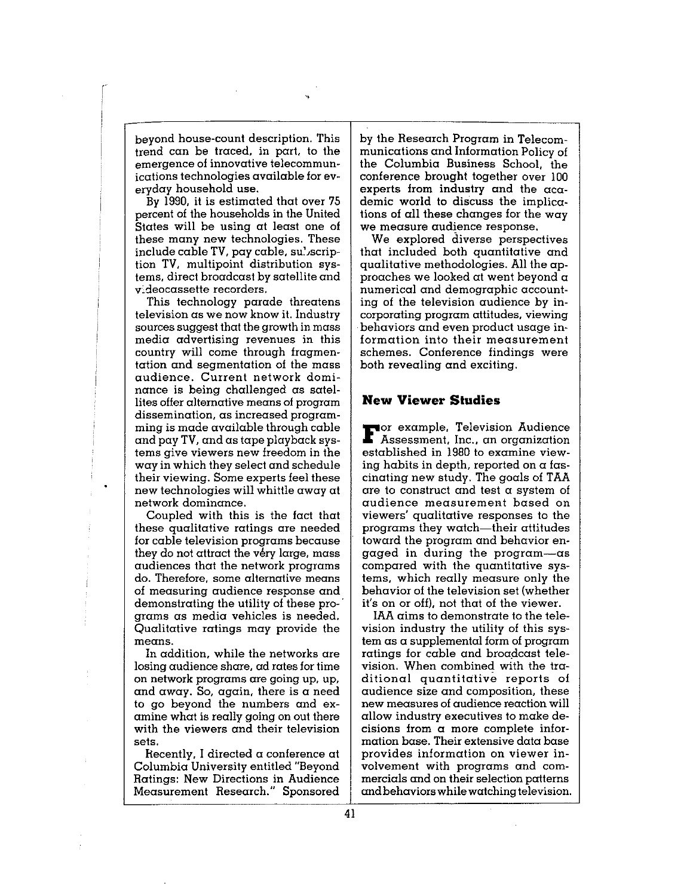beyond house-count description. This trend can be traced, in part, to the emergence of innovative telecommunications technologies available for everyday household use.

By 1990, it is estimated that over 75 percent of the households in the United States will be using at least one of these many new technologies. These include cable TV, pay cable, subscription TV, multipoint distribution systems, direct broadcast by satellite and videocassette recorders.

This technology parade threatens television as we now know it. Industry sources suggest that the growth in mass media advertising revenues in this country will come through fragmentation and segmentation of the mass audience. Current network dominance is being challenged as satellites offer alternative means of program dissemination, as increased programming is made available through cable and pay TV, and as tape playback systems give viewers new freedom in the way in which they select and schedule their viewing. Some experts feel these new technologies will whittle away at network dominance.

Coupled with this is the fact that these qualitative ratings are needed for cable television programs because they do not attract the very large, mass audiences that the network programs do. Therefore, some alternative means of measuring audience response and demonstrating the utility of these programs as media vehicles is needed. Qualitative ratings may provide the means.

In addition, while the networks are losing audience share, ad rates for time on network programs are going up, up, and away. So, again, there is a need to go beyond the numbers and examine what is really going on out there with the viewers and their television sets.

Recently, I directed a conference at Columbia University entitled "Beyond Ratings: New Directions in Audience Measurement Research." Sponsored by the Research Program in Telecommunications and Information Policy of the Columbia Business School, the conference brought together over 100 experts from industry and the academic world to discuss the implications of all these changes for the way we measure audience response.

We explored diverse perspectives that included both quantitative and qualitative methodologies. All the approaches we looked at went beyond a numerical and demographic accounting of the television audience by incorporating program attitudes, viewing behaviors and even product usage information into their measurement schemes. Conference findings were both revealing and exciting.

## New Viewer Studies

For example, Television Audience Assessment, Inc., an organization established in 1980 to examine viewing habits in depth, reported on a fascinating new study. The goals of TAA are to construct and test a system of audience measurement based on viewers' qualitative responses to the programs they watch—their attitudes toward the program and behavior engaged in during the program—as compared with the quantitative systems, which really measure only the behavior of the television set (whether it's on or off), not that of the viewer.

IAA aims to demonstrate to the television industry the utility of this system as a supplemental form of program ratings for cable and broadcast television. When combined with the traditional quantitative reports of audience size and composition, these new measures of audience reaction will allow industry executives to make decisions from a more complete information base. Their extensive data base provides information on viewer involvement with programs and commercials and on their selection patterns and behaviors while watching television.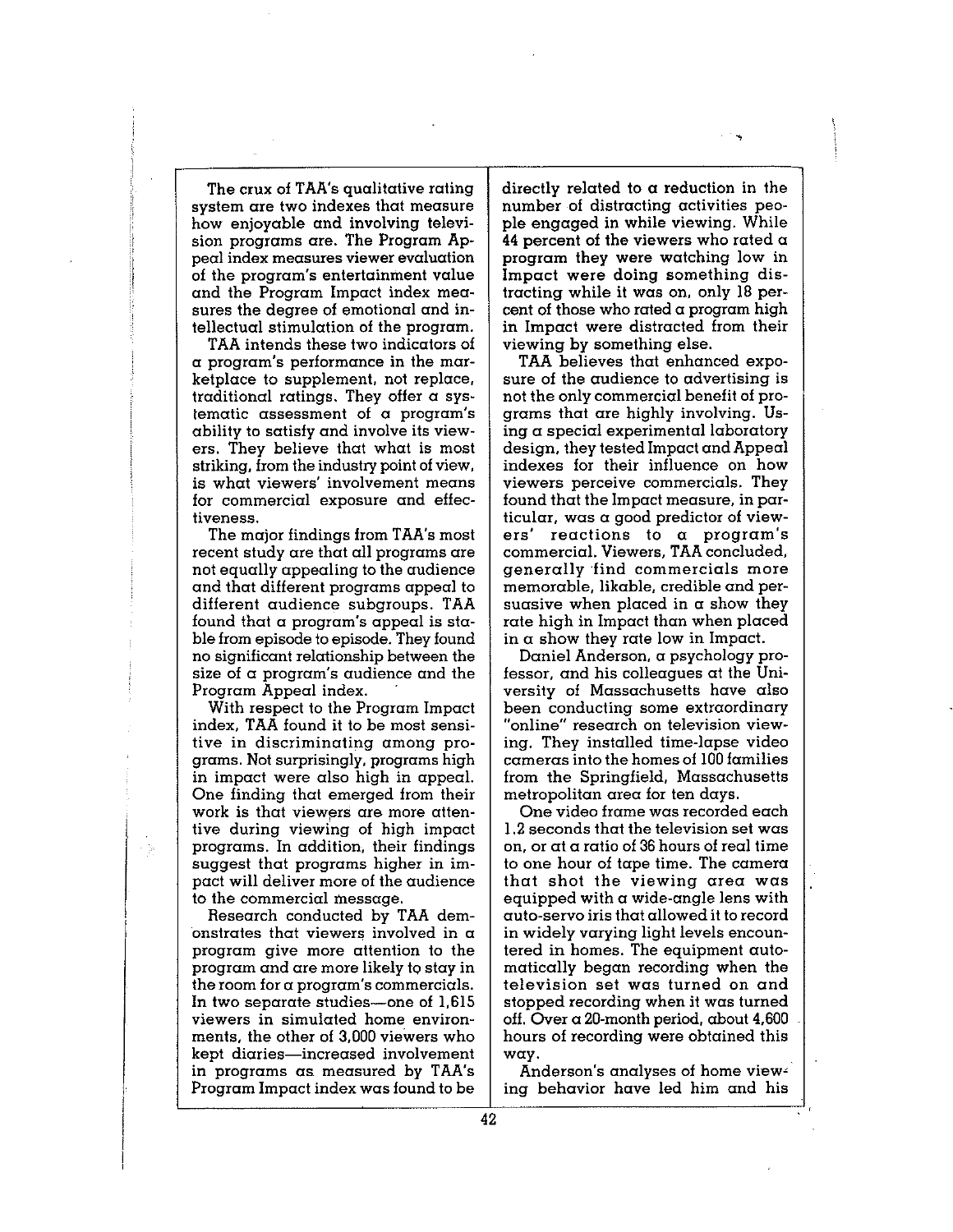The crux of TAA's qualitative rating system are two indexes that measure how enjoyable and involving television programs are. The Program Appeal index measures viewer evaluation of the program's entertainment value and the Program Impact index measures the degree of emotional and intellectual stimulation of the program.

TAA intends these two indicators of a program's performance in the marketplace to supplement, not replace, traditional ratings. They offer a systematic assessment of a program's ability to satisfy and involve its viewers. They believe that what is most striking, from the industry point of view, is what viewers' involvement means for commercial exposure and effectiveness.

The major findings from TAA's most recent study are that all programs are not equally appealing to the audience and that different programs appeal to different audience subgroups. TAA found that a program's appeal is stable from episode to episode. They found no significant relationship between the size of a program's audience and the Program Appeal index.

With respect to the Program Impact index, TAA found it to be most sensitive in discriminating among programs. Not surprisingly, programs high in impact were also high in appeal. One finding that emerged from their work is that viewers are more attentive during viewing of high impact programs. In addition, their findings suggest that programs higher in impact will deliver more of the audience to the commercial message.

Research conducted by TAA demonstrates that viewers involved in a program give more attention to the program and are more likely to stay in the room for a program's commercials. In two separate studies—one of 1,615 viewers in simulated home environments, the other of 3,000 viewers who kept diaries—increased involvement in programs as measured by TAA's Program Impact index was found to be directly related to a reduction in the number of distracting activities people engaged in while viewing. While 44 percent of the viewers who rated a program they were watching low in Impact were doing something distracting while it was on, only 18 percent of those who rated a program high in Impact were distracted from their viewing by something else.

TAA believes that enhanced exposure of the audience to advertising is not the only commercial benefit of programs that are highly involving. Using a special experimental laboratory design, they tested Impact and Appeal indexes for their influence on how viewers perceive commercials. They found that the Impact measure, in particular, was a good predictor of viewers' reactions to a program's commercial. Viewers, TAA concluded, generally find commercials more memorable, likable, credible and persuasive when placed in a show they rate high in Impact than when placed in a show they rate low in Impact.

Daniel Anderson, a psychology professor, and his colleagues at the University of Massachusetts have also been conducting some extraordinary "online" research on television viewing. They installed time-lapse video cameras into the homes of 100 families from the Springfield, Massachusetts metropolitan area for ten days.

One video frame was recorded each 1.2 seconds that the television set was on, or at a ratio of 36 hours of real time to one hour of tape time. The camera that shot the viewing area was equipped with a wide-angle lens with auto-servo iris that allowed it to record in widely varying light levels encountered in homes. The equipment automatically began recording when the television set was turned on and stopped recording when it was turned off. Over a 20-month period, about 4,600 hours of recording were obtained this way.

Anderson's analyses of home viewing behavior have led him and his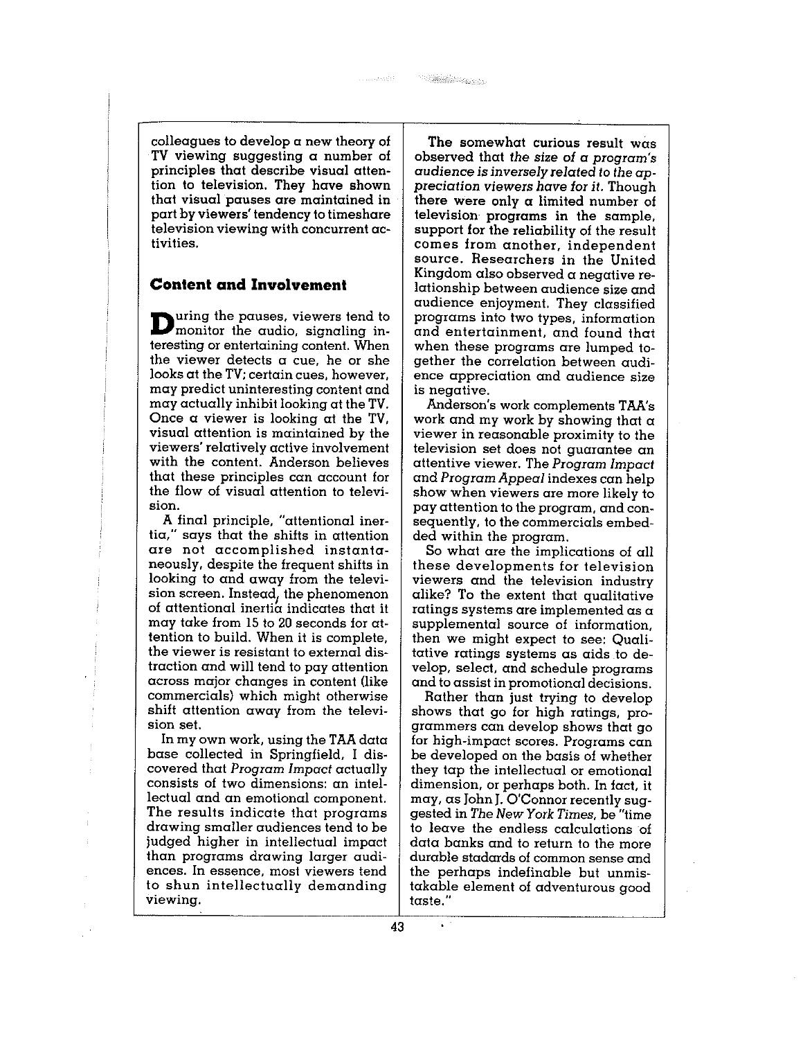colleagues to develop a new theory of TV viewing suggesting a number of principles that describe visual attention to television. They have shown that visual pauses are maintained in part by viewers' tendency to timeshare television viewing with concurrent activities.

## Content and Involvement

During the pauses, viewers tend to monitor the audio, signaling interesting or entertaining content. When the viewer detects a cue, he or she looks at the TV; certain cues, however, may predict uninteresting content and may actually inhibit looking at the TV. Once a viewer is looking at the TV, visual attention is maintained by the viewers' relatively active involvement with the content. Anderson believes that these principles can account for the flow of visual attention to television.

A final principle, "attentional inertia," says that the shifts in attention are not accomplished instantaneously, despite the frequent shifts in looking to and away from the television screen. Instead, the phenomenon of attentional inertia indicates that it may take from 15 to 20 seconds for attention to build. When it is complete, the viewer is resistant to external distraction and will tend to pay attention across major changes in content (like commercials) which might otherwise shift attention away from the television set.

In my own work, using the TAA data base collected in Springfield, I discovered that *Program Impact* actually consists of two dimensions: an intellectual and an emotional component. The results indicate that programs drawing smaller audiences tend to be judged higher in intellectual impact than programs drawing larger audiences. In essence, most viewers tend to shun intellectually demanding viewing.

The somewhat curious result was observed that *the size of a program's audience is inversely related to the appreciation viewers have for it.* Though there were only a limited number of television programs in the sample, support for the reliability of the result comes from another, independent source. Researchers in the United Kingdom also observed a negative relationship between audience size and audience enjoyment. They classified programs into two types, information and entertainment, and found that when these programs are lumped together the correlation between audience appreciation and audience size is negative.

Anderson's work complements TAA's work and my work by showing that a viewer in reasonable proximity to the television set does not guarantee an attentive viewer. The *Program Impact* and *Program Appeal* indexes can help show when viewers are more likely to pay attention to the program, and consequently, to the commercials embedded within the program.

So what are the implications of all these developments for television viewers and the television industry alike? To the extent that qualitative ratings systems are implemented as a supplemental source of information, then we might expect to see: Qualitative ratings systems as aids to develop, select, and schedule programs and to assist in promotional decisions.

Rather than just trying to develop shows that go for high ratings, programmers can develop shows that go for high-impact scores. Programs can be developed on the basis of whether they tap the intellectual or emotional dimension, or perhaps both. In fact, it may, as John J. O'Connor recently suggested in *The New York Times*, be "time to leave the endless calculations of data banks and to return to the more durable stadards of common sense and the perhaps indefinable but unmistakable element of adventurous good taste."